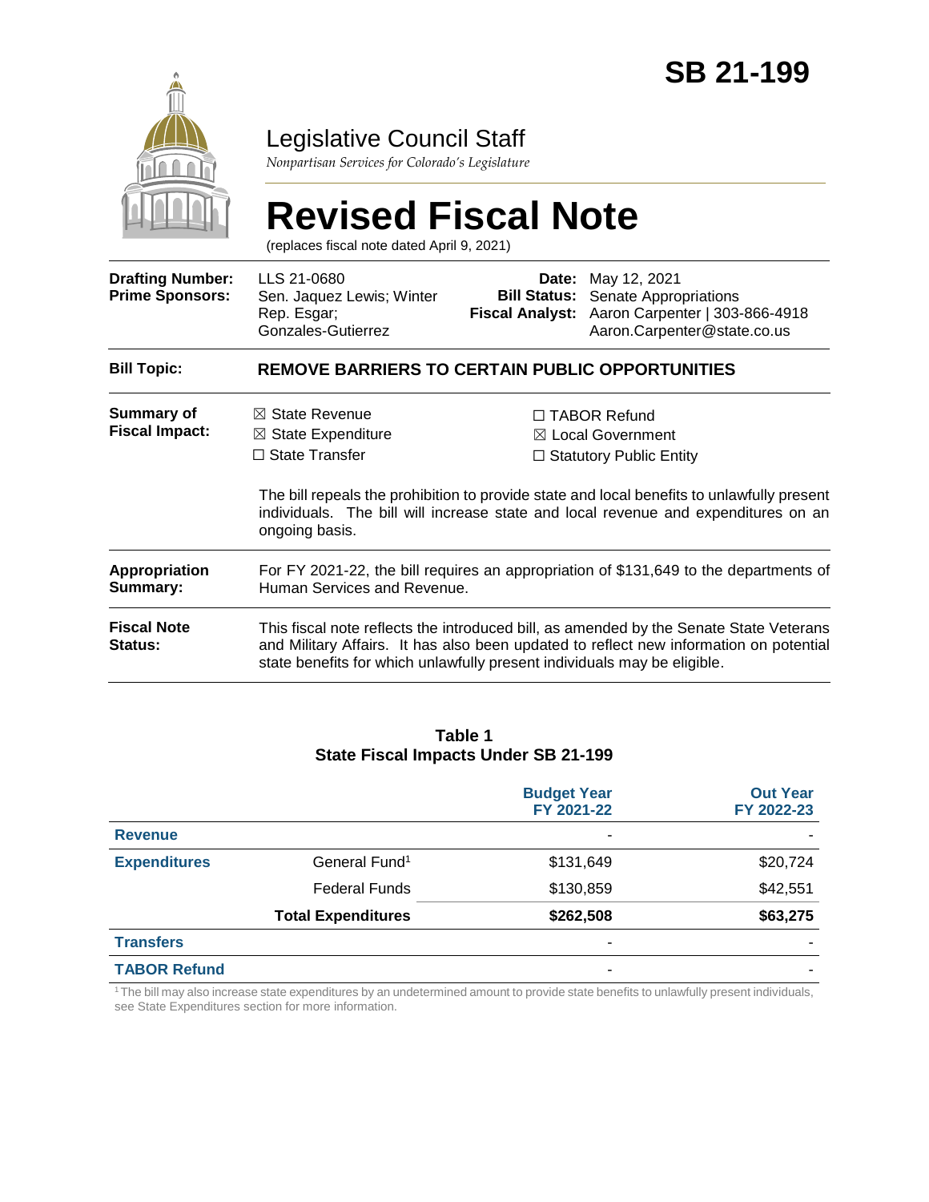# SB 21-199

## Legislative Council Staff

*Nonpartisan Services for Colorado's Legislature*

# Revised Fiscal Note

(replaces fiscal note dated April 9, 2021)

| | | | |
|---|---|---|---|
| **Drafting Number:** | LLS 21-0680 | **Date:** | May 12, 2021 |
| **Prime Sponsors:** | Sen. Jaquez Lewis; Winter<br>Rep. Esgar; Gonzales-Gutierrez | **Bill Status:** | Senate Appropriations |
| | | **Fiscal Analyst:** | Aaron Carpenter \| 303-866-4918<br>Aaron.Carpenter@state.co.us |

**Bill Topic:** **REMOVE BARRIERS TO CERTAIN PUBLIC OPPORTUNITIES**

**Summary of Fiscal Impact:**

- ☒ State Revenue
- ☒ State Expenditure
- ☐ State Transfer
- ☐ TABOR Refund
- ☒ Local Government
- ☐ Statutory Public Entity

The bill repeals the prohibition to provide state and local benefits to unlawfully present individuals. The bill will increase state and local revenue and expenditures on an ongoing basis.

**Appropriation Summary:** For FY 2021-22, the bill requires an appropriation of $131,649 to the departments of Human Services and Revenue.

**Fiscal Note Status:** This fiscal note reflects the introduced bill, as amended by the Senate State Veterans and Military Affairs. It has also been updated to reflect new information on potential state benefits for which unlawfully present individuals may be eligible.

**Table 1**
**State Fiscal Impacts Under SB 21-199**

| | | Budget Year FY 2021-22 | Out Year FY 2022-23 |
|---|---|---|---|
| **Revenue** | | - | - |
| **Expenditures** | General Fund[1] | $131,649 | $20,724 |
| | Federal Funds | $130,859 | $42,551 |
| | **Total Expenditures** | **$262,508** | **$63,275** |
| **Transfers** | | - | - |
| **TABOR Refund** | | - | - |

[1] The bill may also increase state expenditures by an undetermined amount to provide state benefits to unlawfully present individuals, see State Expenditures section for more information.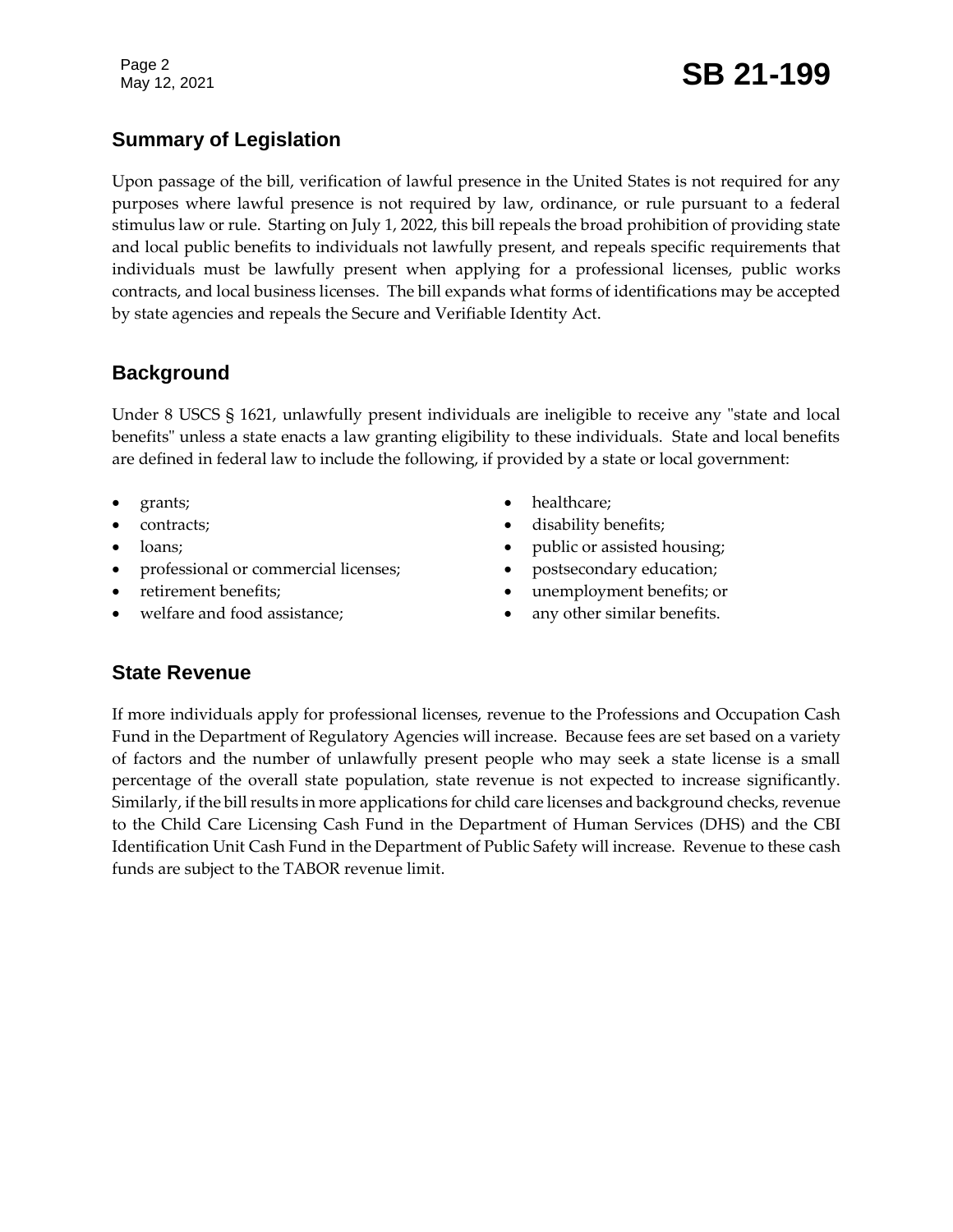## Summary of Legislation

Upon passage of the bill, verification of lawful presence in the United States is not required for any purposes where lawful presence is not required by law, ordinance, or rule pursuant to a federal stimulus law or rule. Starting on July 1, 2022, this bill repeals the broad prohibition of providing state and local public benefits to individuals not lawfully present, and repeals specific requirements that individuals must be lawfully present when applying for a professional licenses, public works contracts, and local business licenses. The bill expands what forms of identifications may be accepted by state agencies and repeals the Secure and Verifiable Identity Act.

## Background

Under 8 USCS § 1621, unlawfully present individuals are ineligible to receive any "state and local benefits" unless a state enacts a law granting eligibility to these individuals. State and local benefits are defined in federal law to include the following, if provided by a state or local government:

- grants;
- contracts;
- loans;
- professional or commercial licenses;
- retirement benefits;
- welfare and food assistance;
- healthcare;
- disability benefits;
- public or assisted housing;
- postsecondary education;
- unemployment benefits; or
- any other similar benefits.

## State Revenue

If more individuals apply for professional licenses, revenue to the Professions and Occupation Cash Fund in the Department of Regulatory Agencies will increase. Because fees are set based on a variety of factors and the number of unlawfully present people who may seek a state license is a small percentage of the overall state population, state revenue is not expected to increase significantly. Similarly, if the bill results in more applications for child care licenses and background checks, revenue to the Child Care Licensing Cash Fund in the Department of Human Services (DHS) and the CBI Identification Unit Cash Fund in the Department of Public Safety will increase. Revenue to these cash funds are subject to the TABOR revenue limit.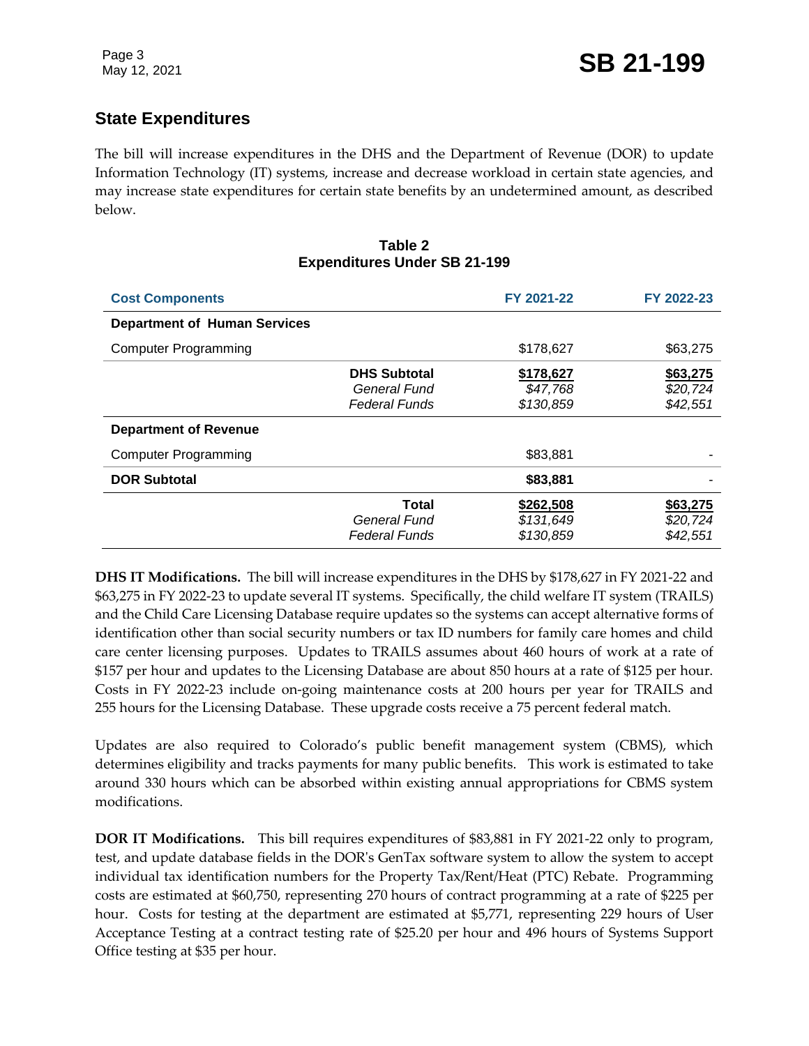## State Expenditures

The bill will increase expenditures in the DHS and the Department of Revenue (DOR) to update Information Technology (IT) systems, increase and decrease workload in certain state agencies, and may increase state expenditures for certain state benefits by an undetermined amount, as described below.

**Table 2**
**Expenditures Under SB 21-199**

| Cost Components | | FY 2021-22 | FY 2022-23 |
|---|---|---|---|
| **Department of Human Services** | | | |
| Computer Programming | | $178,627 | $63,275 |
| | **DHS Subtotal** | **$178,627** | **$63,275** |
| | *General Fund* | *$47,768* | *$20,724* |
| | *Federal Funds* | *$130,859* | *$42,551* |
| **Department of Revenue** | | | |
| Computer Programming | | $83,881 | - |
| **DOR Subtotal** | | **$83,881** | - |
| | **Total** | **$262,508** | **$63,275** |
| | *General Fund* | *$131,649* | *$20,724* |
| | *Federal Funds* | *$130,859* | *$42,551* |

**DHS IT Modifications.** The bill will increase expenditures in the DHS by $178,627 in FY 2021-22 and $63,275 in FY 2022-23 to update several IT systems. Specifically, the child welfare IT system (TRAILS) and the Child Care Licensing Database require updates so the systems can accept alternative forms of identification other than social security numbers or tax ID numbers for family care homes and child care center licensing purposes. Updates to TRAILS assumes about 460 hours of work at a rate of $157 per hour and updates to the Licensing Database are about 850 hours at a rate of $125 per hour. Costs in FY 2022-23 include on-going maintenance costs at 200 hours per year for TRAILS and 255 hours for the Licensing Database. These upgrade costs receive a 75 percent federal match.

Updates are also required to Colorado's public benefit management system (CBMS), which determines eligibility and tracks payments for many public benefits. This work is estimated to take around 330 hours which can be absorbed within existing annual appropriations for CBMS system modifications.

**DOR IT Modifications.** This bill requires expenditures of $83,881 in FY 2021-22 only to program, test, and update database fields in the DOR's GenTax software system to allow the system to accept individual tax identification numbers for the Property Tax/Rent/Heat (PTC) Rebate. Programming costs are estimated at $60,750, representing 270 hours of contract programming at a rate of $225 per hour. Costs for testing at the department are estimated at $5,771, representing 229 hours of User Acceptance Testing at a contract testing rate of $25.20 per hour and 496 hours of Systems Support Office testing at $35 per hour.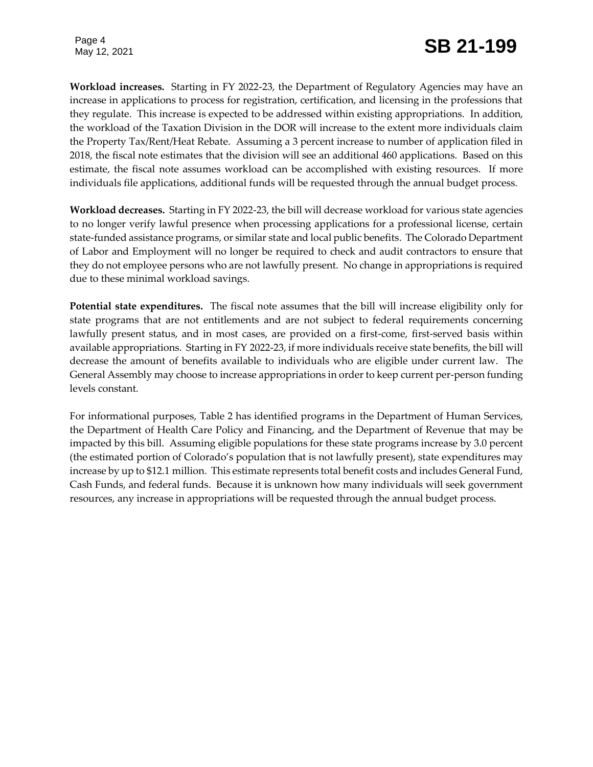**Workload increases.** Starting in FY 2022-23, the Department of Regulatory Agencies may have an increase in applications to process for registration, certification, and licensing in the professions that they regulate. This increase is expected to be addressed within existing appropriations. In addition, the workload of the Taxation Division in the DOR will increase to the extent more individuals claim the Property Tax/Rent/Heat Rebate. Assuming a 3 percent increase to number of application filed in 2018, the fiscal note estimates that the division will see an additional 460 applications. Based on this estimate, the fiscal note assumes workload can be accomplished with existing resources. If more individuals file applications, additional funds will be requested through the annual budget process.

**Workload decreases.** Starting in FY 2022-23, the bill will decrease workload for various state agencies to no longer verify lawful presence when processing applications for a professional license, certain state-funded assistance programs, or similar state and local public benefits. The Colorado Department of Labor and Employment will no longer be required to check and audit contractors to ensure that they do not employee persons who are not lawfully present. No change in appropriations is required due to these minimal workload savings.

**Potential state expenditures.** The fiscal note assumes that the bill will increase eligibility only for state programs that are not entitlements and are not subject to federal requirements concerning lawfully present status, and in most cases, are provided on a first-come, first-served basis within available appropriations. Starting in FY 2022-23, if more individuals receive state benefits, the bill will decrease the amount of benefits available to individuals who are eligible under current law. The General Assembly may choose to increase appropriations in order to keep current per-person funding levels constant.

For informational purposes, Table 2 has identified programs in the Department of Human Services, the Department of Health Care Policy and Financing, and the Department of Revenue that may be impacted by this bill. Assuming eligible populations for these state programs increase by 3.0 percent (the estimated portion of Colorado's population that is not lawfully present), state expenditures may increase by up to $12.1 million. This estimate represents total benefit costs and includes General Fund, Cash Funds, and federal funds. Because it is unknown how many individuals will seek government resources, any increase in appropriations will be requested through the annual budget process.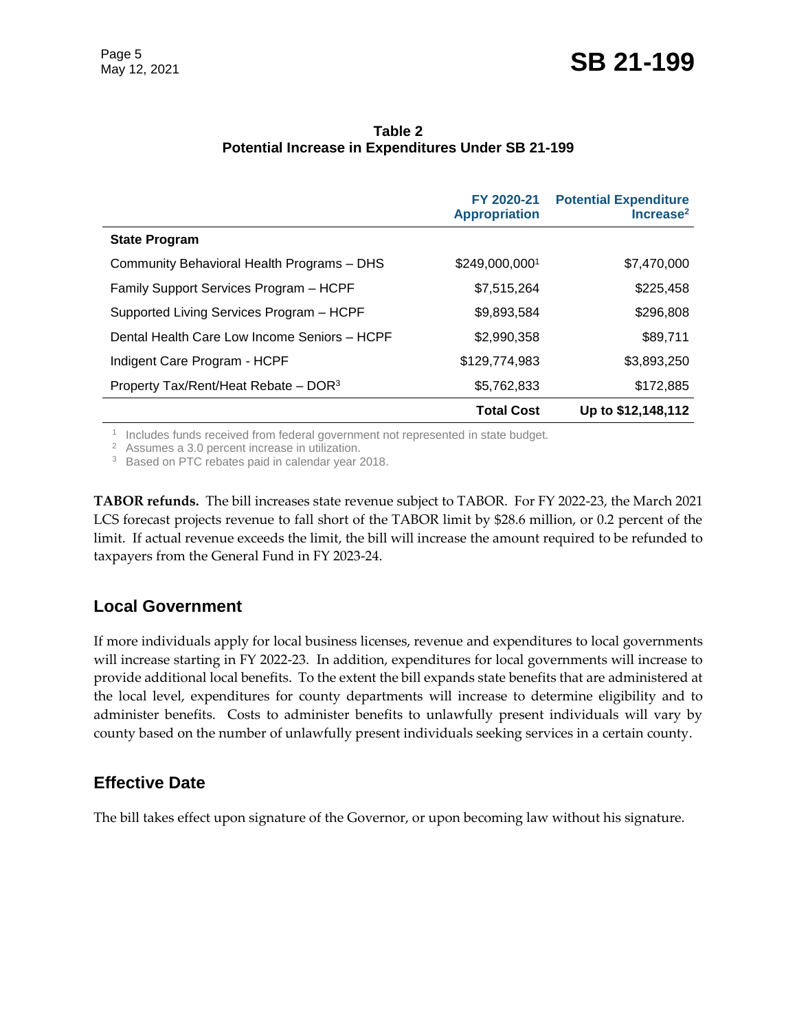**Table 2**
**Potential Increase in Expenditures Under SB 21-199**

| | FY 2020-21 Appropriation | Potential Expenditure Increase[2] |
|---|---|---|
| **State Program** | | |
| Community Behavioral Health Programs – DHS | $249,000,000[1] | $7,470,000 |
| Family Support Services Program – HCPF | $7,515,264 | $225,458 |
| Supported Living Services Program – HCPF | $9,893,584 | $296,808 |
| Dental Health Care Low Income Seniors – HCPF | $2,990,358 | $89,711 |
| Indigent Care Program - HCPF | $129,774,983 | $3,893,250 |
| Property Tax/Rent/Heat Rebate – DOR[3] | $5,762,833 | $172,885 |
| | **Total Cost** | **Up to $12,148,112** |

[1] Includes funds received from federal government not represented in state budget.
[2] Assumes a 3.0 percent increase in utilization.
[3] Based on PTC rebates paid in calendar year 2018.

**TABOR refunds.** The bill increases state revenue subject to TABOR. For FY 2022-23, the March 2021 LCS forecast projects revenue to fall short of the TABOR limit by $28.6 million, or 0.2 percent of the limit. If actual revenue exceeds the limit, the bill will increase the amount required to be refunded to taxpayers from the General Fund in FY 2023-24.

## Local Government

If more individuals apply for local business licenses, revenue and expenditures to local governments will increase starting in FY 2022-23. In addition, expenditures for local governments will increase to provide additional local benefits. To the extent the bill expands state benefits that are administered at the local level, expenditures for county departments will increase to determine eligibility and to administer benefits. Costs to administer benefits to unlawfully present individuals will vary by county based on the number of unlawfully present individuals seeking services in a certain county.

## Effective Date

The bill takes effect upon signature of the Governor, or upon becoming law without his signature.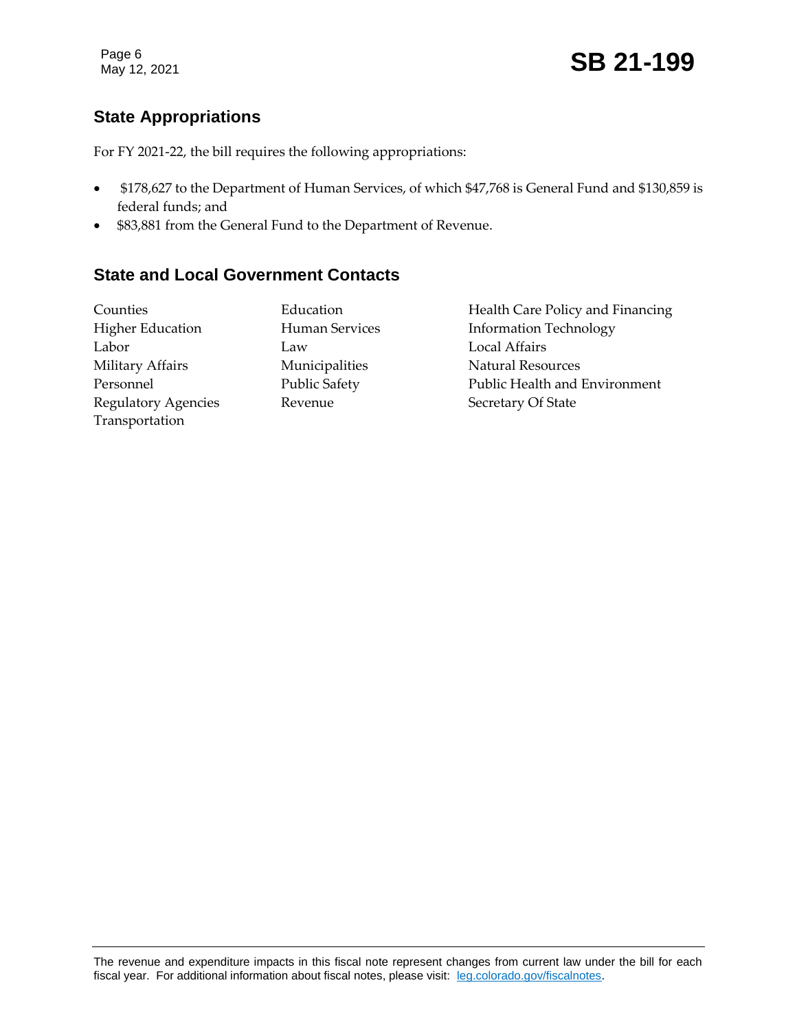## State Appropriations

For FY 2021-22, the bill requires the following appropriations:

- $178,627 to the Department of Human Services, of which $47,768 is General Fund and $130,859 is federal funds; and
- $83,881 from the General Fund to the Department of Revenue.

## State and Local Government Contacts

| | | |
|---|---|---|
| Counties | Education | Health Care Policy and Financing |
| Higher Education | Human Services | Information Technology |
| Labor | Law | Local Affairs |
| Military Affairs | Municipalities | Natural Resources |
| Personnel | Public Safety | Public Health and Environment |
| Regulatory Agencies | Revenue | Secretary Of State |
| Transportation | | |

The revenue and expenditure impacts in this fiscal note represent changes from current law under the bill for each fiscal year. For additional information about fiscal notes, please visit: leg.colorado.gov/fiscalnotes.